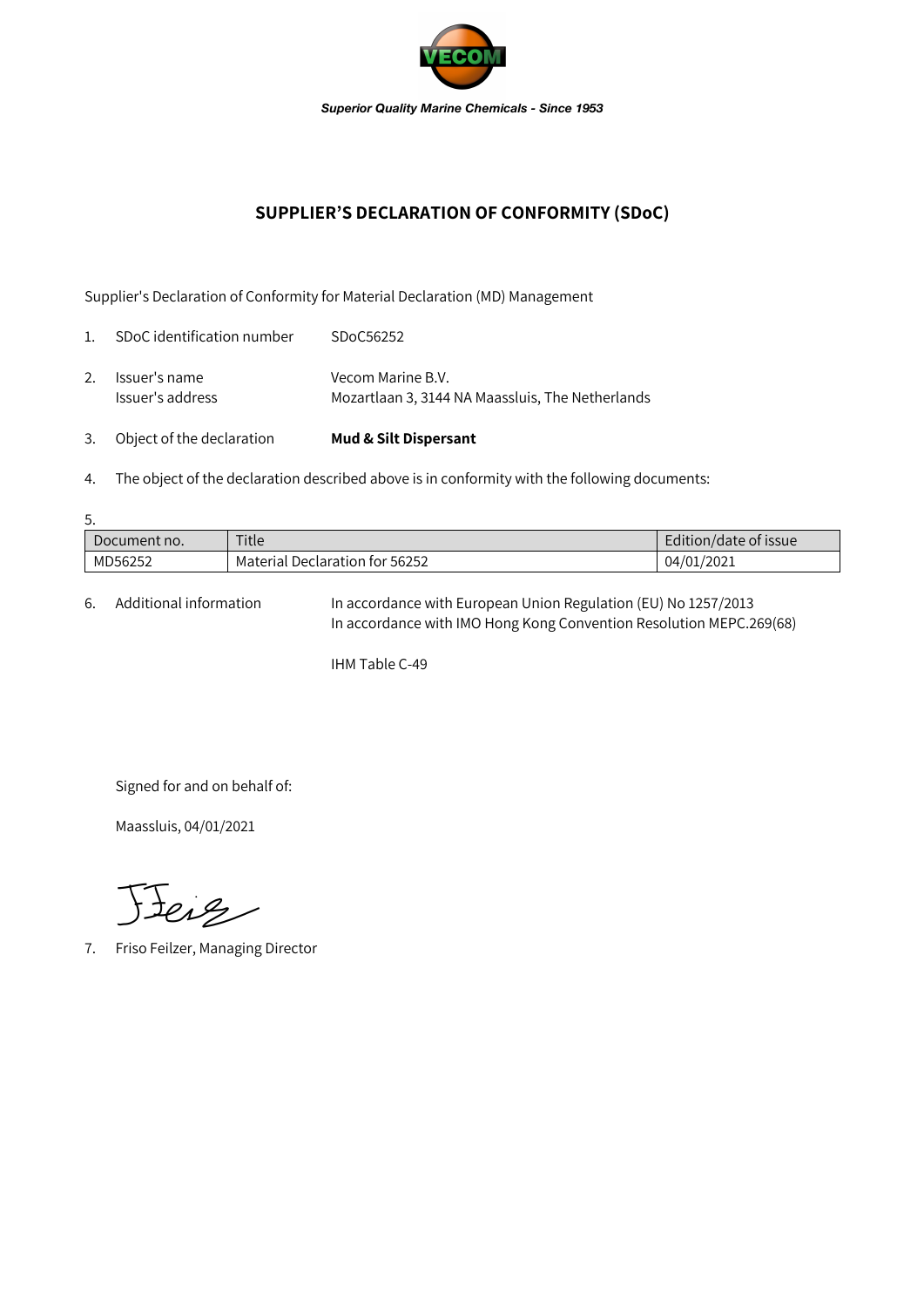*Superior Quality Marine Chemicals - Since 1953*

# SUPPLIER'S DECLARATION OF CONFORMITY (SDoC)

Supplier's Declaration of Conformity for Material Declaration (MD) Management

1. SDoC identification number SDoC56252

2. Issuer's name Vecom Marine B.V.
   Issuer's address Mozartlaan 3, 3144 NA Maassluis, The Netherlands

3. Object of the declaration **Mud & Silt Dispersant**

4. The object of the declaration described above is in conformity with the following documents:

5.

| Document no. | Title | Edition/date of issue |
|---|---|---|
| MD56252 | Material Declaration for 56252 | 04/01/2021 |

6. Additional information In accordance with European Union Regulation (EU) No 1257/2013
   In accordance with IMO Hong Kong Convention Resolution MEPC.269(68)

   IHM Table C-49

Signed for and on behalf of:

Maassluis, 04/01/2021

7. Friso Feilzer, Managing Director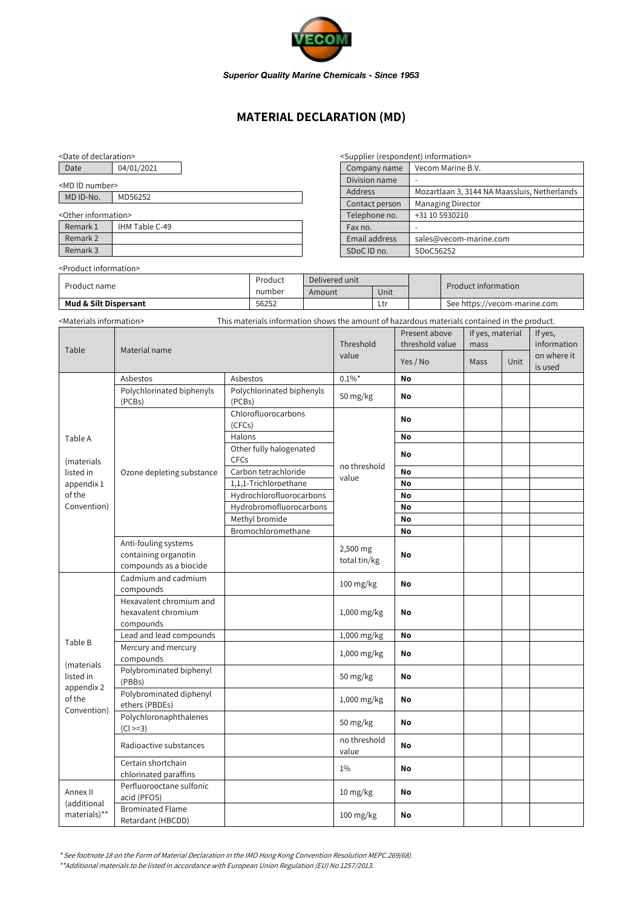VECOM

*Superior Quality Marine Chemicals - Since 1953*

# MATERIAL DECLARATION (MD)

<Date of declaration>

| | |
|---|---|
| Date | 04/01/2021 |

<MD ID number>

| | |
|---|---|
| MD ID-No. | MD56252 |

<Other information>

| | |
|---|---|
| Remark 1 | IHM Table C-49 |
| Remark 2 | |
| Remark 3 | |

<Supplier (respondent) information>

| | |
|---|---|
| Company name | Vecom Marine B.V. |
| Division name | - |
| Address | Mozartlaan 3, 3144 NA Maassluis, Netherlands |
| Contact person | Managing Director |
| Telephone no. | +31 10 5930210 |
| Fax no. | - |
| Email address | sales@vecom-marine.com |
| SDoC ID no. | SDoC56252 |

<Product information>

| Product name | Product number | Delivered unit | | | Product information |
|---|---|---|---|---|---|
| | | Amount | Unit | | |
| **Mud & Silt Dispersant** | 56252 | | Ltr | | See https://vecom-marine.com |

<Materials information> This materials information shows the amount of hazardous materials contained in the product.

| Table | Material name | | Threshold value | Present above threshold value | If yes, material mass | | If yes, information on where it is used |
|---|---|---|---|---|---|---|---|
| | | | | Yes / No | Mass | Unit | |
| Table A (materials listed in appendix 1 of the Convention) | Asbestos | Asbestos | 0.1%* | **No** | | | |
| | Polychlorinated biphenyls (PCBs) | Polychlorinated biphenyls (PCBs) | 50 mg/kg | **No** | | | |
| | Ozone depleting substance | Chlorofluorocarbons (CFCs) | no threshold value | **No** | | | |
| | | Halons | | **No** | | | |
| | | Other fully halogenated CFCs | | **No** | | | |
| | | Carbon tetrachloride | | **No** | | | |
| | | 1,1,1-Trichloroethane | | **No** | | | |
| | | Hydrochlorofluorocarbons | | **No** | | | |
| | | Hydrobromofluorocarbons | | **No** | | | |
| | | Methyl bromide | | **No** | | | |
| | | Bromochloromethane | | **No** | | | |
| | Anti-fouling systems containing organotin compounds as a biocide | | 2,500 mg total tin/kg | **No** | | | |
| Table B (materials listed in appendix 2 of the Convention) | Cadmium and cadmium compounds | | 100 mg/kg | **No** | | | |
| | Hexavalent chromium and hexavalent chromium compounds | | 1,000 mg/kg | **No** | | | |
| | Lead and lead compounds | | 1,000 mg/kg | **No** | | | |
| | Mercury and mercury compounds | | 1,000 mg/kg | **No** | | | |
| | Polybrominated biphenyl (PBBs) | | 50 mg/kg | **No** | | | |
| | Polybrominated diphenyl ethers (PBDEs) | | 1,000 mg/kg | **No** | | | |
| | Polychloronaphthalenes (Cl >=3) | | 50 mg/kg | **No** | | | |
| | Radioactive substances | | no threshold value | **No** | | | |
| | Certain shortchain chlorinated paraffins | | 1% | **No** | | | |
| Annex II (additional materials)** | Perfluorooctane sulfonic acid (PFOS) | | 10 mg/kg | **No** | | | |
| | Brominated Flame Retardant (HBCDD) | | 100 mg/kg | **No** | | | |

*\* See footnote 18 on the Form of Material Declaration in the IMO Hong Kong Convention Resolution MEPC.269(68).*

*\*\*Additional materials to be listed in accordance with European Union Regulation (EU) No 1257/2013.*